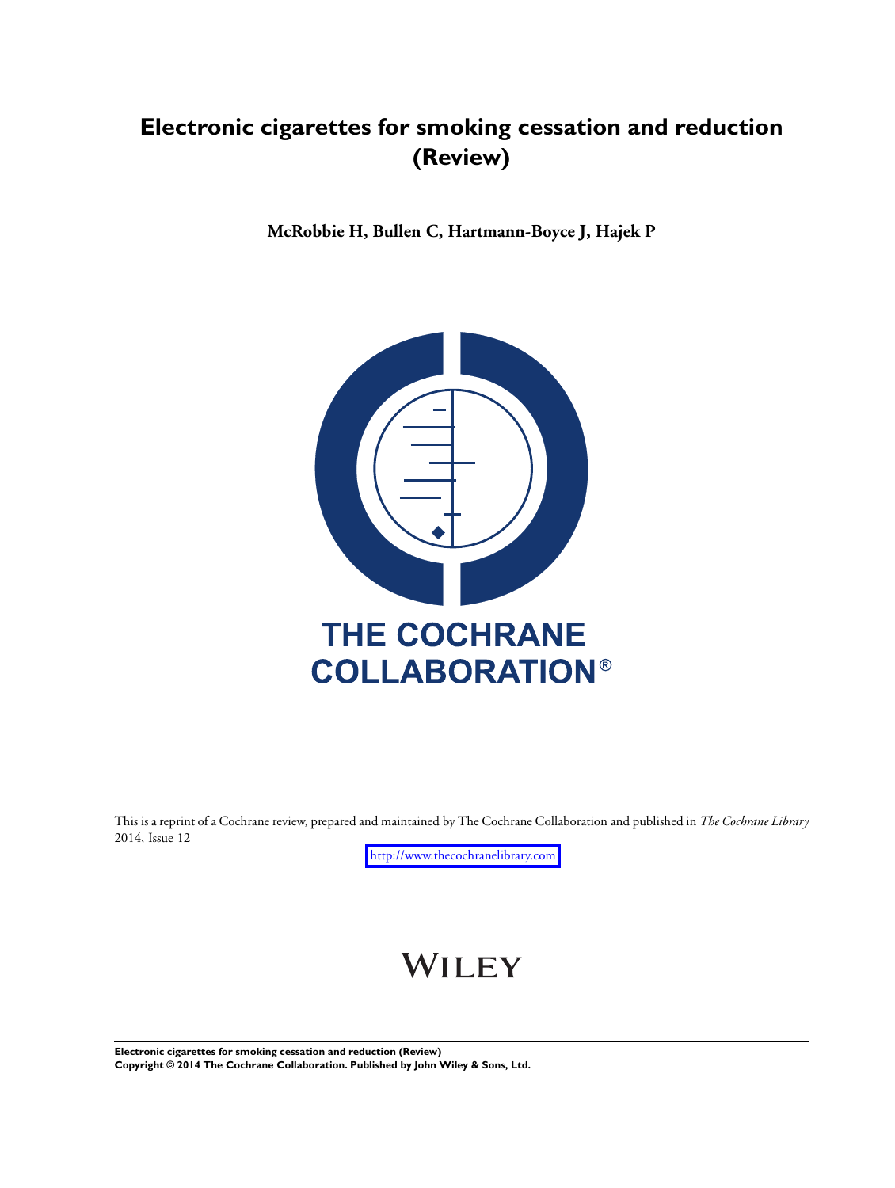# Electronic cigarettes for smoking cessation and reduction (Review)

**McRobbie H, Bullen C, Hartmann-Boyce J, Hajek P**

THE COCHRANE COLLABORATION®

This is a reprint of a Cochrane review, prepared and maintained by The Cochrane Collaboration and published in *The Cochrane Library* 2014, Issue 12

http://www.thecochranelibrary.com

WILEY

**Electronic cigarettes for smoking cessation and reduction (Review)**
**Copyright © 2014 The Cochrane Collaboration. Published by John Wiley & Sons, Ltd.**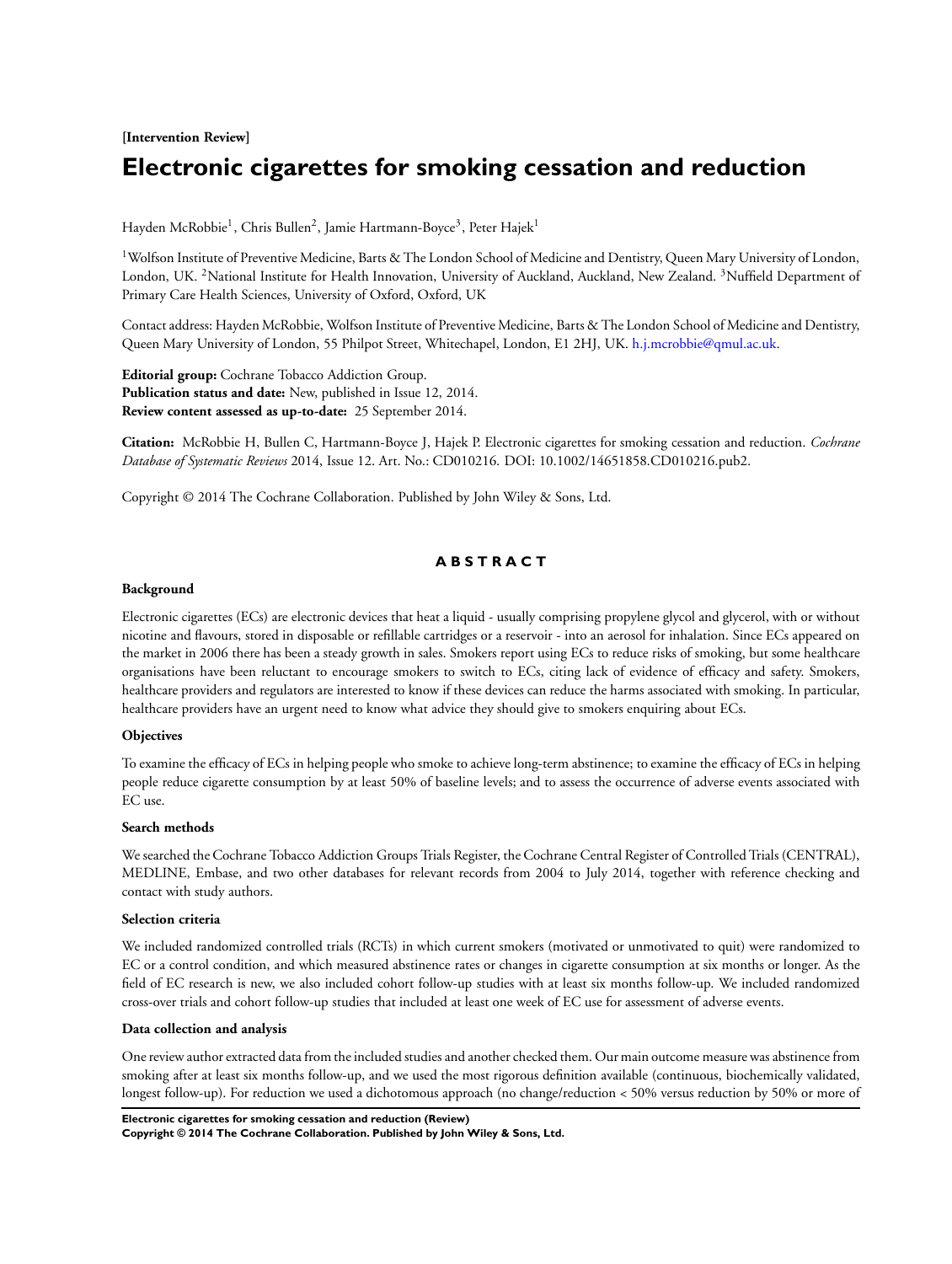**[Intervention Review]**

# Electronic cigarettes for smoking cessation and reduction

Hayden McRobbie[1], Chris Bullen[2], Jamie Hartmann-Boyce[3], Peter Hajek[1]

[1]Wolfson Institute of Preventive Medicine, Barts & The London School of Medicine and Dentistry, Queen Mary University of London, London, UK. [2]National Institute for Health Innovation, University of Auckland, Auckland, New Zealand. [3]Nuffield Department of Primary Care Health Sciences, University of Oxford, Oxford, UK

Contact address: Hayden McRobbie, Wolfson Institute of Preventive Medicine, Barts & The London School of Medicine and Dentistry, Queen Mary University of London, 55 Philpot Street, Whitechapel, London, E1 2HJ, UK. h.j.mcrobbie@qmul.ac.uk.

**Editorial group:** Cochrane Tobacco Addiction Group.
**Publication status and date:** New, published in Issue 12, 2014.
**Review content assessed as up-to-date:** 25 September 2014.

**Citation:** McRobbie H, Bullen C, Hartmann-Boyce J, Hajek P. Electronic cigarettes for smoking cessation and reduction. *Cochrane Database of Systematic Reviews* 2014, Issue 12. Art. No.: CD010216. DOI: 10.1002/14651858.CD010216.pub2.

Copyright © 2014 The Cochrane Collaboration. Published by John Wiley & Sons, Ltd.

## ABSTRACT

### Background

Electronic cigarettes (ECs) are electronic devices that heat a liquid - usually comprising propylene glycol and glycerol, with or without nicotine and flavours, stored in disposable or refillable cartridges or a reservoir - into an aerosol for inhalation. Since ECs appeared on the market in 2006 there has been a steady growth in sales. Smokers report using ECs to reduce risks of smoking, but some healthcare organisations have been reluctant to encourage smokers to switch to ECs, citing lack of evidence of efficacy and safety. Smokers, healthcare providers and regulators are interested to know if these devices can reduce the harms associated with smoking. In particular, healthcare providers have an urgent need to know what advice they should give to smokers enquiring about ECs.

### Objectives

To examine the efficacy of ECs in helping people who smoke to achieve long-term abstinence; to examine the efficacy of ECs in helping people reduce cigarette consumption by at least 50% of baseline levels; and to assess the occurrence of adverse events associated with EC use.

### Search methods

We searched the Cochrane Tobacco Addiction Groups Trials Register, the Cochrane Central Register of Controlled Trials (CENTRAL), MEDLINE, Embase, and two other databases for relevant records from 2004 to July 2014, together with reference checking and contact with study authors.

### Selection criteria

We included randomized controlled trials (RCTs) in which current smokers (motivated or unmotivated to quit) were randomized to EC or a control condition, and which measured abstinence rates or changes in cigarette consumption at six months or longer. As the field of EC research is new, we also included cohort follow-up studies with at least six months follow-up. We included randomized cross-over trials and cohort follow-up studies that included at least one week of EC use for assessment of adverse events.

### Data collection and analysis

One review author extracted data from the included studies and another checked them. Our main outcome measure was abstinence from smoking after at least six months follow-up, and we used the most rigorous definition available (continuous, biochemically validated, longest follow-up). For reduction we used a dichotomous approach (no change/reduction < 50% versus reduction by 50% or more of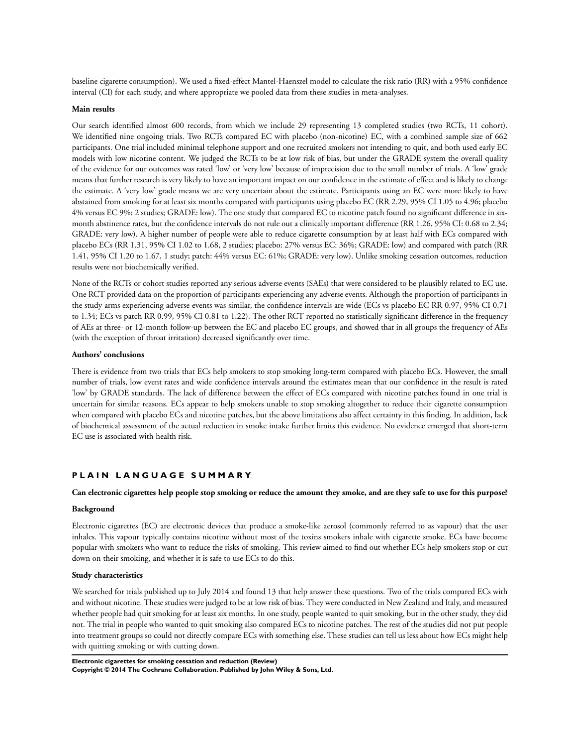baseline cigarette consumption). We used a fixed-effect Mantel-Haenszel model to calculate the risk ratio (RR) with a 95% confidence interval (CI) for each study, and where appropriate we pooled data from these studies in meta-analyses.

**Main results**

Our search identified almost 600 records, from which we include 29 representing 13 completed studies (two RCTs, 11 cohort). We identified nine ongoing trials. Two RCTs compared EC with placebo (non-nicotine) EC, with a combined sample size of 662 participants. One trial included minimal telephone support and one recruited smokers not intending to quit, and both used early EC models with low nicotine content. We judged the RCTs to be at low risk of bias, but under the GRADE system the overall quality of the evidence for our outcomes was rated 'low' or 'very low' because of imprecision due to the small number of trials. A 'low' grade means that further research is very likely to have an important impact on our confidence in the estimate of effect and is likely to change the estimate. A 'very low' grade means we are very uncertain about the estimate. Participants using an EC were more likely to have abstained from smoking for at least six months compared with participants using placebo EC (RR 2.29, 95% CI 1.05 to 4.96; placebo 4% versus EC 9%; 2 studies; GRADE: low). The one study that compared EC to nicotine patch found no significant difference in six-month abstinence rates, but the confidence intervals do not rule out a clinically important difference (RR 1.26, 95% CI: 0.68 to 2.34; GRADE: very low). A higher number of people were able to reduce cigarette consumption by at least half with ECs compared with placebo ECs (RR 1.31, 95% CI 1.02 to 1.68, 2 studies; placebo: 27% versus EC: 36%; GRADE: low) and compared with patch (RR 1.41, 95% CI 1.20 to 1.67, 1 study; patch: 44% versus EC: 61%; GRADE: very low). Unlike smoking cessation outcomes, reduction results were not biochemically verified.

None of the RCTs or cohort studies reported any serious adverse events (SAEs) that were considered to be plausibly related to EC use. One RCT provided data on the proportion of participants experiencing any adverse events. Although the proportion of participants in the study arms experiencing adverse events was similar, the confidence intervals are wide (ECs vs placebo EC RR 0.97, 95% CI 0.71 to 1.34; ECs vs patch RR 0.99, 95% CI 0.81 to 1.22). The other RCT reported no statistically significant difference in the frequency of AEs at three- or 12-month follow-up between the EC and placebo EC groups, and showed that in all groups the frequency of AEs (with the exception of throat irritation) decreased significantly over time.

**Authors' conclusions**

There is evidence from two trials that ECs help smokers to stop smoking long-term compared with placebo ECs. However, the small number of trials, low event rates and wide confidence intervals around the estimates mean that our confidence in the result is rated 'low' by GRADE standards. The lack of difference between the effect of ECs compared with nicotine patches found in one trial is uncertain for similar reasons. ECs appear to help smokers unable to stop smoking altogether to reduce their cigarette consumption when compared with placebo ECs and nicotine patches, but the above limitations also affect certainty in this finding. In addition, lack of biochemical assessment of the actual reduction in smoke intake further limits this evidence. No evidence emerged that short-term EC use is associated with health risk.

## PLAIN LANGUAGE SUMMARY

**Can electronic cigarettes help people stop smoking or reduce the amount they smoke, and are they safe to use for this purpose?**

**Background**

Electronic cigarettes (EC) are electronic devices that produce a smoke-like aerosol (commonly referred to as vapour) that the user inhales. This vapour typically contains nicotine without most of the toxins smokers inhale with cigarette smoke. ECs have become popular with smokers who want to reduce the risks of smoking. This review aimed to find out whether ECs help smokers stop or cut down on their smoking, and whether it is safe to use ECs to do this.

**Study characteristics**

We searched for trials published up to July 2014 and found 13 that help answer these questions. Two of the trials compared ECs with and without nicotine. These studies were judged to be at low risk of bias. They were conducted in New Zealand and Italy, and measured whether people had quit smoking for at least six months. In one study, people wanted to quit smoking, but in the other study, they did not. The trial in people who wanted to quit smoking also compared ECs to nicotine patches. The rest of the studies did not put people into treatment groups so could not directly compare ECs with something else. These studies can tell us less about how ECs might help with quitting smoking or with cutting down.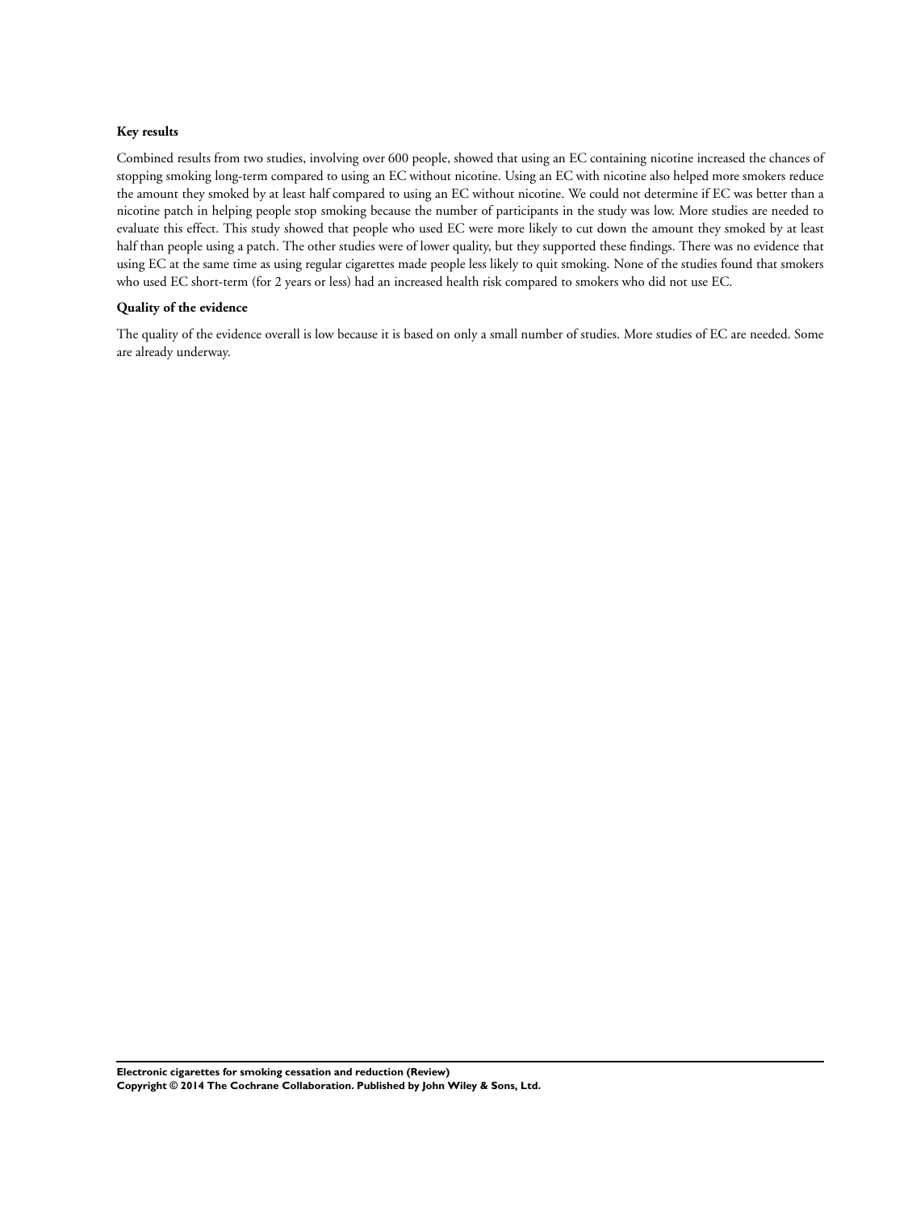**Key results**

Combined results from two studies, involving over 600 people, showed that using an EC containing nicotine increased the chances of stopping smoking long-term compared to using an EC without nicotine. Using an EC with nicotine also helped more smokers reduce the amount they smoked by at least half compared to using an EC without nicotine. We could not determine if EC was better than a nicotine patch in helping people stop smoking because the number of participants in the study was low. More studies are needed to evaluate this effect. This study showed that people who used EC were more likely to cut down the amount they smoked by at least half than people using a patch. The other studies were of lower quality, but they supported these findings. There was no evidence that using EC at the same time as using regular cigarettes made people less likely to quit smoking. None of the studies found that smokers who used EC short-term (for 2 years or less) had an increased health risk compared to smokers who did not use EC.

**Quality of the evidence**

The quality of the evidence overall is low because it is based on only a small number of studies. More studies of EC are needed. Some are already underway.